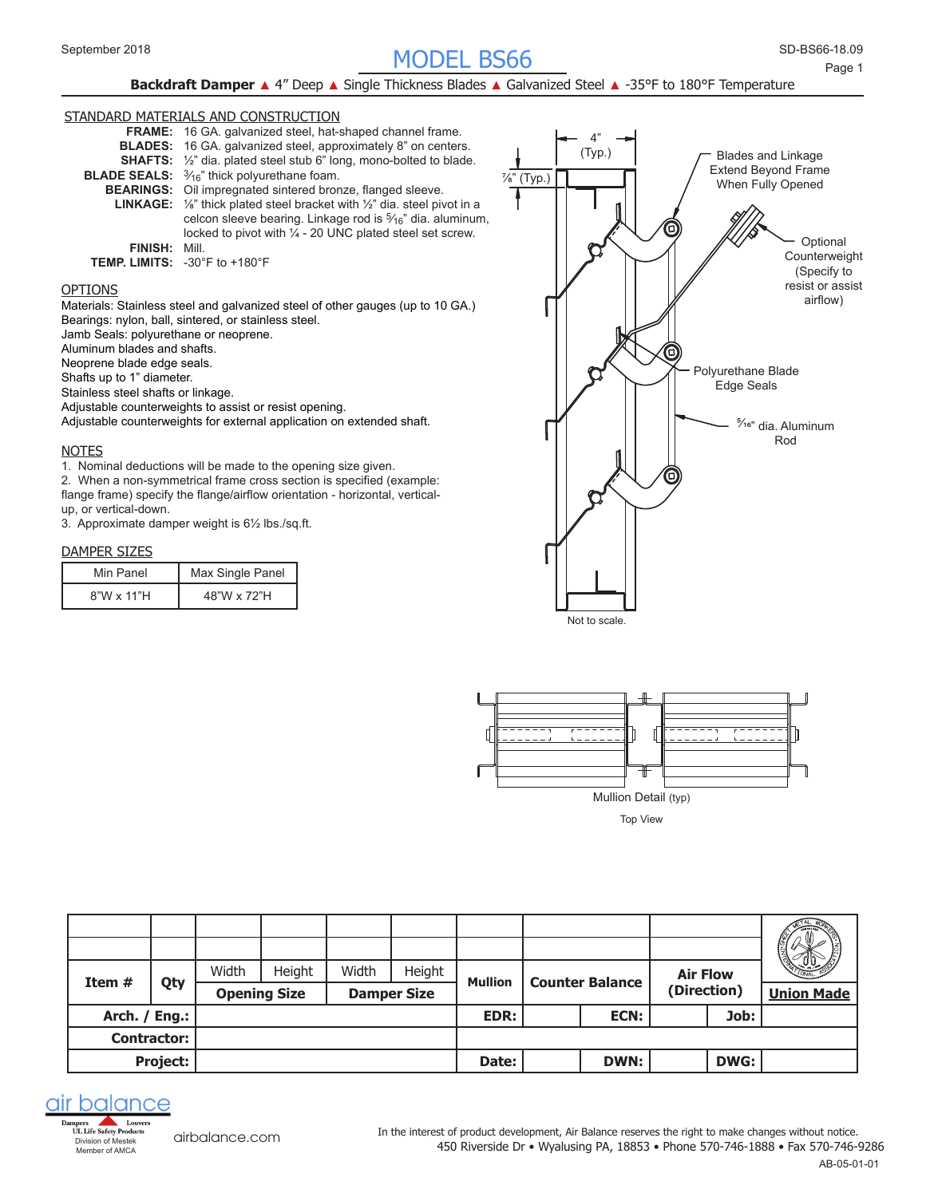# MODEL BS66

**Backdraft Damper** ▲ 4" Deep ▲ Single Thickness Blades ▲ Galvanized Steel ▲ -35°F to 180°F Temperature

## STANDARD MATERIALS AND CONSTRUCTION

**FRAME:** 16 GA. galvanized steel, hat-shaped channel frame.
**BLADES:** 16 GA. galvanized steel, approximately 8" on centers.
**SHAFTS:** ½" dia. plated steel stub 6" long, mono-bolted to blade.
**BLADE SEALS:** $^{3}/_{16}$" thick polyurethane foam.
**BEARINGS:** Oil impregnated sintered bronze, flanged sleeve.
**LINKAGE:** ⅛" thick plated steel bracket with ½" dia. steel pivot in a celcon sleeve bearing. Linkage rod is $^{5}/_{16}$" dia. aluminum, locked to pivot with ¼ - 20 UNC plated steel set screw.
**FINISH:** Mill.
**TEMP. LIMITS:** -30°F to +180°F

## OPTIONS

Materials: Stainless steel and galvanized steel of other gauges (up to 10 GA.)
Bearings: nylon, ball, sintered, or stainless steel.
Jamb Seals: polyurethane or neoprene.
Aluminum blades and shafts.
Neoprene blade edge seals.
Shafts up to 1" diameter.
Stainless steel shafts or linkage.
Adjustable counterweights to assist or resist opening.
Adjustable counterweights for external application on extended shaft.

## NOTES

1. Nominal deductions will be made to the opening size given.
2. When a non-symmetrical frame cross section is specified (example: flange frame) specify the flange/airflow orientation - horizontal, vertical-up, or vertical-down.
3. Approximate damper weight is 6½ lbs./sq.ft.

## DAMPER SIZES

| Min Panel | Max Single Panel |
|---|---|
| 8"W x 11"H | 48"W x 72"H |

4" (Typ.)
⅞" (Typ.)
Blades and Linkage Extend Beyond Frame When Fully Opened
Optional Counterweight (Specify to resist or assist airflow)
Polyurethane Blade Edge Seals
$^{5}/_{16}$" dia. Aluminum Rod
Not to scale.

Mullion Detail (typ)
Top View

| Item # | Qty | Width | Height | Width | Height | Mullion | Counter Balance | | Air Flow (Direction) | | Union Made |
|---|---|---|---|---|---|---|---|---|---|---|---|
| | | Opening Size | | Damper Size | | | | | | | |
| Arch. / Eng.: | | | | | | EDR: | | ECN: | | Job: | |
| Contractor: | | | | | | | | | | | |
| Project: | | | | | | Date: | | DWN: | | DWG: | |

air balance
Dampers / Louvers
UL Life Safety Products
Division of Mestek
Member of AMCA
airbalance.com

In the interest of product development, Air Balance reserves the right to make changes without notice.
450 Riverside Dr • Wyalusing PA, 18853 • Phone 570-746-1888 • Fax 570-746-9286
AB-05-01-01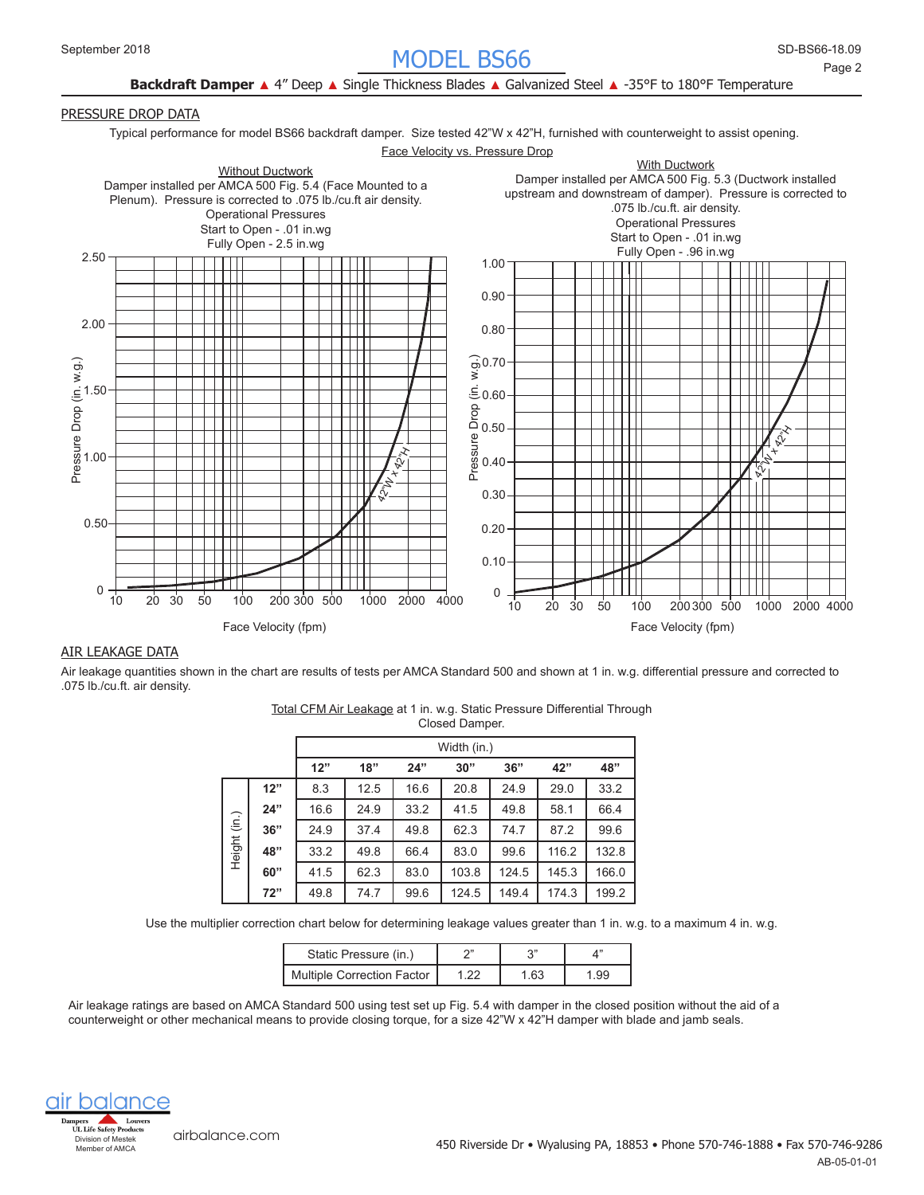# MODEL BS66

**Backdraft Damper** ▲ 4" Deep ▲ Single Thickness Blades ▲ Galvanized Steel ▲ -35°F to 180°F Temperature

## PRESSURE DROP DATA

Typical performance for model BS66 backdraft damper. Size tested 42"W x 42"H, furnished with counterweight to assist opening.

Face Velocity vs. Pressure Drop

**Without Ductwork**

Damper installed per AMCA 500 Fig. 5.4 (Face Mounted to a Plenum). Pressure is corrected to .075 lb./cu.ft air density.

Operational Pressures
Start to Open - .01 in.wg
Fully Open - 2.5 in.wg

Pressure Drop (in. w.g.)
2.50
2.00
1.50
1.00
0.50
0
42"W x 42"H
10 20 30 50 100 200 300 500 1000 2000 4000
Face Velocity (fpm)

**With Ductwork**

Damper installed per AMCA 500 Fig. 5.3 (Ductwork installed upstream and downstream of damper). Pressure is corrected to .075 lb./cu.ft. air density.

Operational Pressures
Start to Open - .01 in.wg
Fully Open - .96 in.wg

Pressure Drop (in. w.g.)
1.00
0.90
0.80
0.70
0.60
0.50
0.40
0.30
0.20
0.10
0
42"W x 42"H
10 20 30 50 100 200 300 500 1000 2000 4000
Face Velocity (fpm)

## AIR LEAKAGE DATA

Air leakage quantities shown in the chart are results of tests per AMCA Standard 500 and shown at 1 in. w.g. differential pressure and corrected to .075 lb./cu.ft. air density.

Total CFM Air Leakage at 1 in. w.g. Static Pressure Differential Through Closed Damper.

| | | Width (in.) | | | | | | |
|---|---|---|---|---|---|---|---|---|
| | | **12"** | **18"** | **24"** | **30"** | **36"** | **42"** | **48"** |
| Height (in.) | **12"** | 8.3 | 12.5 | 16.6 | 20.8 | 24.9 | 29.0 | 33.2 |
| | **24"** | 16.6 | 24.9 | 33.2 | 41.5 | 49.8 | 58.1 | 66.4 |
| | **36"** | 24.9 | 37.4 | 49.8 | 62.3 | 74.7 | 87.2 | 99.6 |
| | **48"** | 33.2 | 49.8 | 66.4 | 83.0 | 99.6 | 116.2 | 132.8 |
| | **60"** | 41.5 | 62.3 | 83.0 | 103.8 | 124.5 | 145.3 | 166.0 |
| | **72"** | 49.8 | 74.7 | 99.6 | 124.5 | 149.4 | 174.3 | 199.2 |

Use the multiplier correction chart below for determining leakage values greater than 1 in. w.g. to a maximum 4 in. w.g.

| Static Pressure (in.) | 2" | 3" | 4" |
|---|---|---|---|
| Multiple Correction Factor | 1.22 | 1.63 | 1.99 |

Air leakage ratings are based on AMCA Standard 500 using test set up Fig. 5.4 with damper in the closed position without the aid of a counterweight or other mechanical means to provide closing torque, for a size 42"W x 42"H damper with blade and jamb seals.

air balance
Dampers Louvers
UL Life Safety Products
Division of Mestek
Member of AMCA

airbalance.com

450 Riverside Dr • Wyalusing PA, 18853 • Phone 570-746-1888 • Fax 570-746-9286

AB-05-01-01